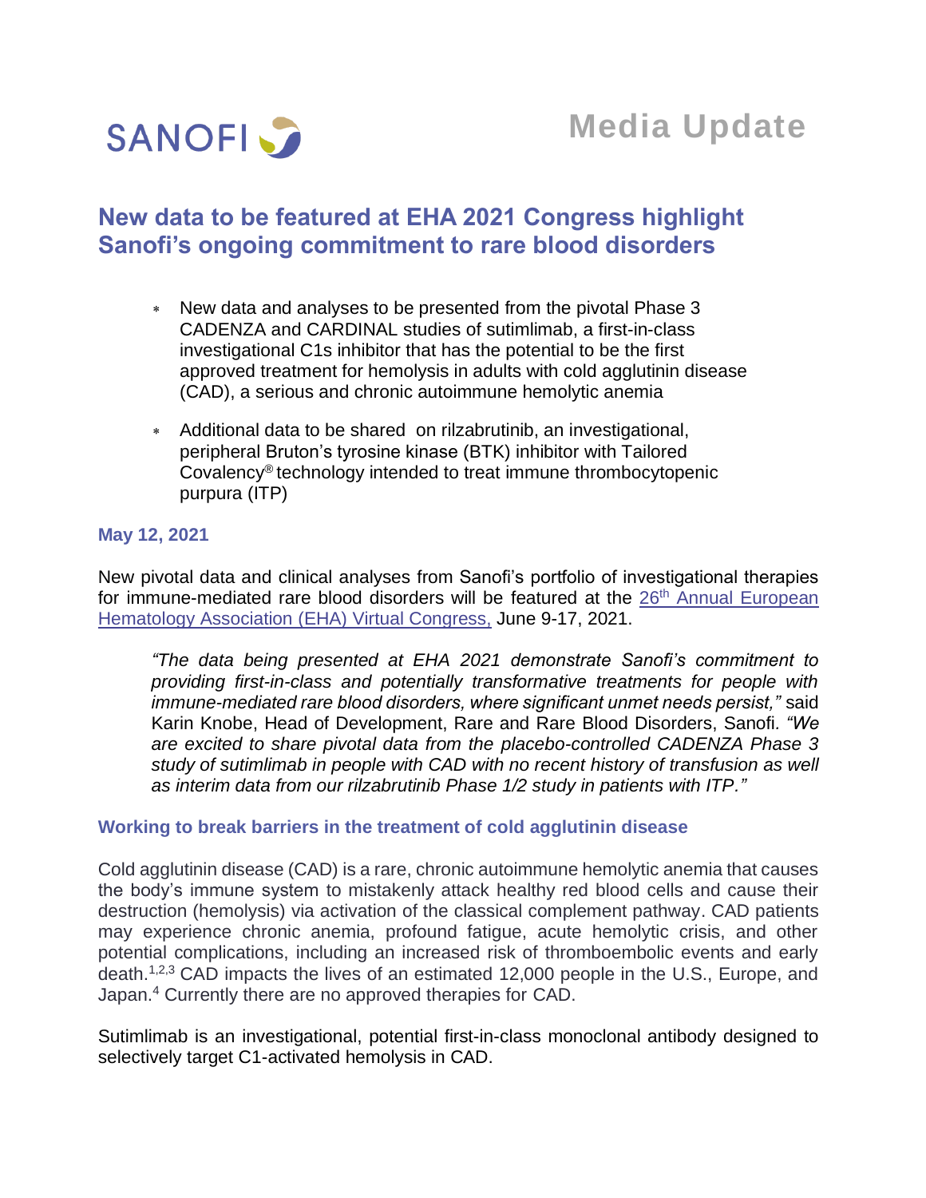SANOFI

**Media Update**

# New data to be featured at EHA 2021 Congress highlight Sanofi's ongoing commitment to rare blood disorders

- New data and analyses to be presented from the pivotal Phase 3 CADENZA and CARDINAL studies of sutimlimab, a first-in-class investigational C1s inhibitor that has the potential to be the first approved treatment for hemolysis in adults with cold agglutinin disease (CAD), a serious and chronic autoimmune hemolytic anemia
- Additional data to be shared on rilzabrutinib, an investigational, peripheral Bruton's tyrosine kinase (BTK) inhibitor with Tailored Covalency® technology intended to treat immune thrombocytopenic purpura (ITP)

**May 12, 2021**

New pivotal data and clinical analyses from Sanofi's portfolio of investigational therapies for immune-mediated rare blood disorders will be featured at the 26th Annual European Hematology Association (EHA) Virtual Congress, June 9-17, 2021.

> *"The data being presented at EHA 2021 demonstrate Sanofi's commitment to providing first-in-class and potentially transformative treatments for people with immune-mediated rare blood disorders, where significant unmet needs persist,"* said Karin Knobe, Head of Development, Rare and Rare Blood Disorders, Sanofi. *"We are excited to share pivotal data from the placebo-controlled CADENZA Phase 3 study of sutimlimab in people with CAD with no recent history of transfusion as well as interim data from our rilzabrutinib Phase 1/2 study in patients with ITP."*

## Working to break barriers in the treatment of cold agglutinin disease

Cold agglutinin disease (CAD) is a rare, chronic autoimmune hemolytic anemia that causes the body's immune system to mistakenly attack healthy red blood cells and cause their destruction (hemolysis) via activation of the classical complement pathway. CAD patients may experience chronic anemia, profound fatigue, acute hemolytic crisis, and other potential complications, including an increased risk of thromboembolic events and early death.[1,2,3] CAD impacts the lives of an estimated 12,000 people in the U.S., Europe, and Japan.[4] Currently there are no approved therapies for CAD.

Sutimlimab is an investigational, potential first-in-class monoclonal antibody designed to selectively target C1-activated hemolysis in CAD.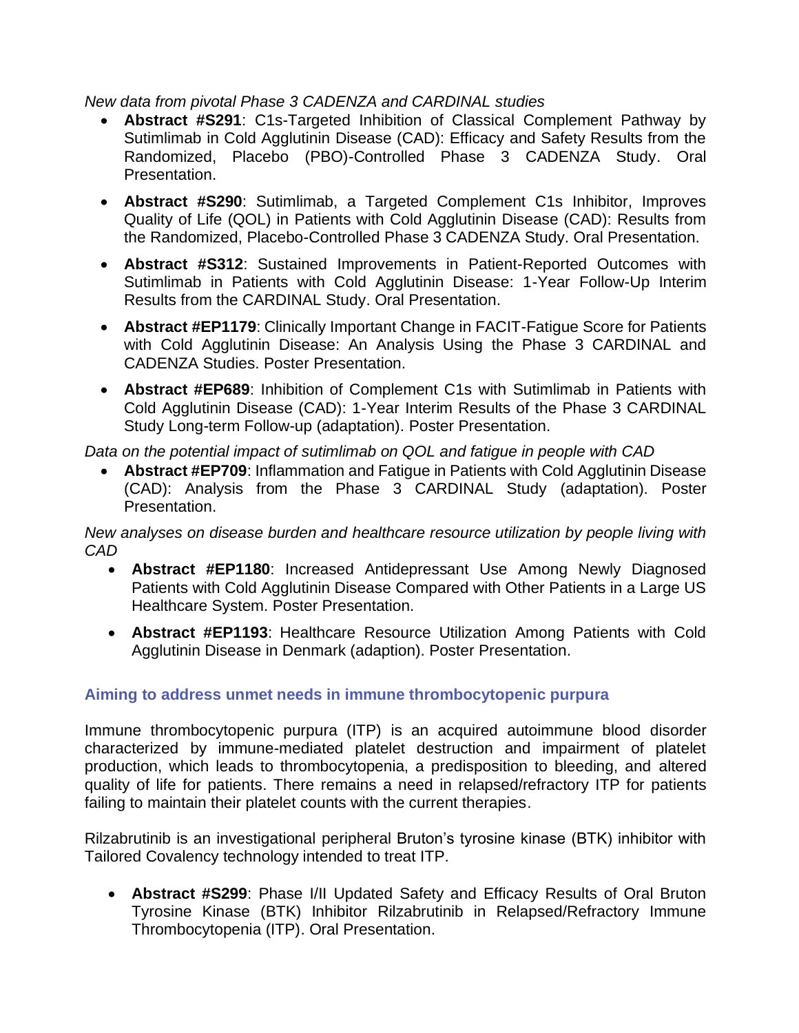*New data from pivotal Phase 3 CADENZA and CARDINAL studies*

- **Abstract #S291**: C1s-Targeted Inhibition of Classical Complement Pathway by Sutimlimab in Cold Agglutinin Disease (CAD): Efficacy and Safety Results from the Randomized, Placebo (PBO)-Controlled Phase 3 CADENZA Study. Oral Presentation.
- **Abstract #S290**: Sutimlimab, a Targeted Complement C1s Inhibitor, Improves Quality of Life (QOL) in Patients with Cold Agglutinin Disease (CAD): Results from the Randomized, Placebo-Controlled Phase 3 CADENZA Study. Oral Presentation.
- **Abstract #S312**: Sustained Improvements in Patient-Reported Outcomes with Sutimlimab in Patients with Cold Agglutinin Disease: 1-Year Follow-Up Interim Results from the CARDINAL Study. Oral Presentation.
- **Abstract #EP1179**: Clinically Important Change in FACIT-Fatigue Score for Patients with Cold Agglutinin Disease: An Analysis Using the Phase 3 CARDINAL and CADENZA Studies. Poster Presentation.
- **Abstract #EP689**: Inhibition of Complement C1s with Sutimlimab in Patients with Cold Agglutinin Disease (CAD): 1-Year Interim Results of the Phase 3 CARDINAL Study Long-term Follow-up (adaptation). Poster Presentation.

*Data on the potential impact of sutimlimab on QOL and fatigue in people with CAD*

- **Abstract #EP709**: Inflammation and Fatigue in Patients with Cold Agglutinin Disease (CAD): Analysis from the Phase 3 CARDINAL Study (adaptation). Poster Presentation.

*New analyses on disease burden and healthcare resource utilization by people living with CAD*

- **Abstract #EP1180**: Increased Antidepressant Use Among Newly Diagnosed Patients with Cold Agglutinin Disease Compared with Other Patients in a Large US Healthcare System. Poster Presentation.
- **Abstract #EP1193**: Healthcare Resource Utilization Among Patients with Cold Agglutinin Disease in Denmark (adaption). Poster Presentation.

## Aiming to address unmet needs in immune thrombocytopenic purpura

Immune thrombocytopenic purpura (ITP) is an acquired autoimmune blood disorder characterized by immune-mediated platelet destruction and impairment of platelet production, which leads to thrombocytopenia, a predisposition to bleeding, and altered quality of life for patients. There remains a need in relapsed/refractory ITP for patients failing to maintain their platelet counts with the current therapies.

Rilzabrutinib is an investigational peripheral Bruton's tyrosine kinase (BTK) inhibitor with Tailored Covalency technology intended to treat ITP.

- **Abstract #S299**: Phase I/II Updated Safety and Efficacy Results of Oral Bruton Tyrosine Kinase (BTK) Inhibitor Rilzabrutinib in Relapsed/Refractory Immune Thrombocytopenia (ITP). Oral Presentation.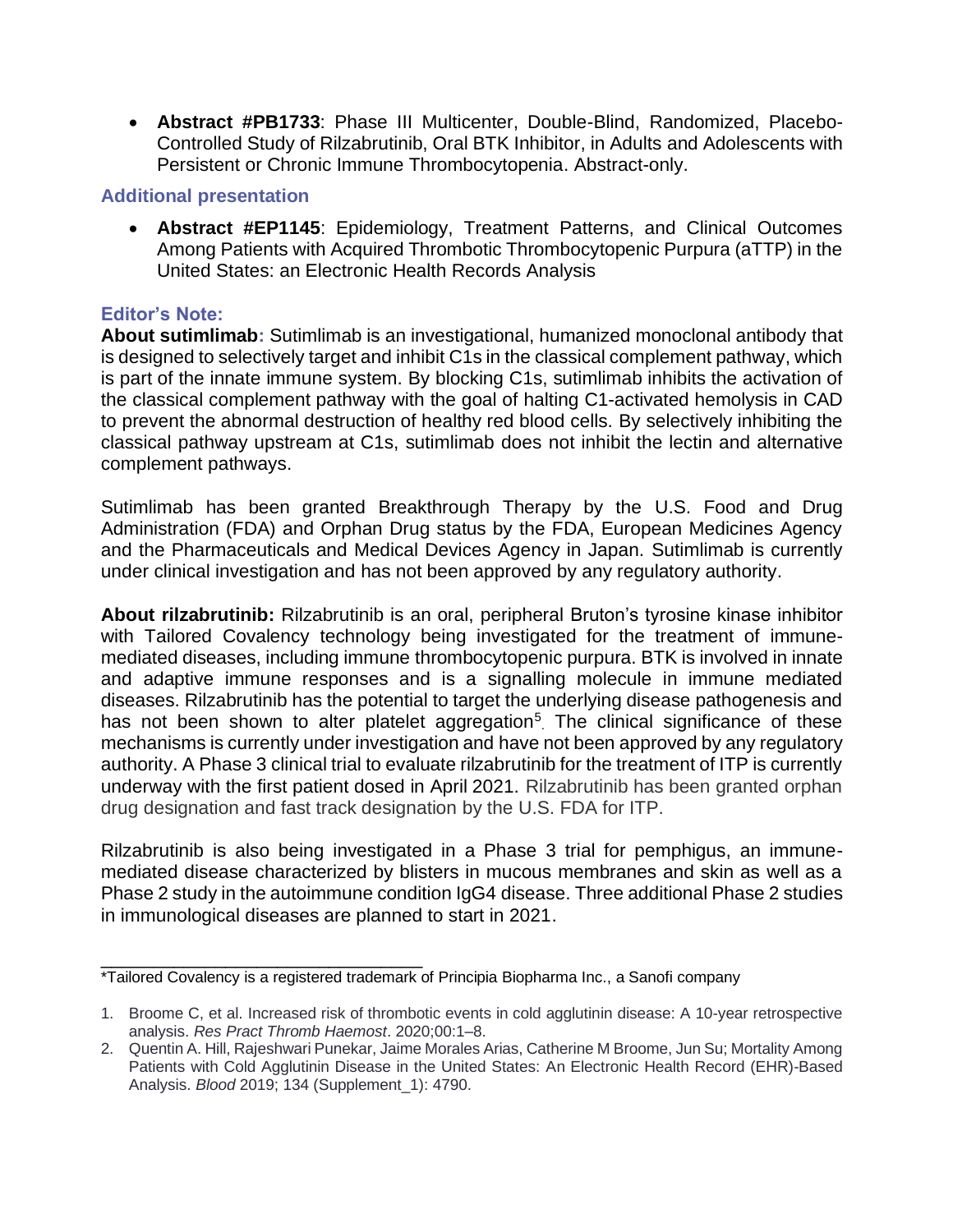- **Abstract #PB1733**: Phase III Multicenter, Double-Blind, Randomized, Placebo-Controlled Study of Rilzabrutinib, Oral BTK Inhibitor, in Adults and Adolescents with Persistent or Chronic Immune Thrombocytopenia. Abstract-only.

### Additional presentation

- **Abstract #EP1145**: Epidemiology, Treatment Patterns, and Clinical Outcomes Among Patients with Acquired Thrombotic Thrombocytopenic Purpura (aTTP) in the United States: an Electronic Health Records Analysis

### Editor's Note:

**About sutimlimab:** Sutimlimab is an investigational, humanized monoclonal antibody that is designed to selectively target and inhibit C1s in the classical complement pathway, which is part of the innate immune system. By blocking C1s, sutimlimab inhibits the activation of the classical complement pathway with the goal of halting C1-activated hemolysis in CAD to prevent the abnormal destruction of healthy red blood cells. By selectively inhibiting the classical pathway upstream at C1s, sutimlimab does not inhibit the lectin and alternative complement pathways.

Sutimlimab has been granted Breakthrough Therapy by the U.S. Food and Drug Administration (FDA) and Orphan Drug status by the FDA, European Medicines Agency and the Pharmaceuticals and Medical Devices Agency in Japan. Sutimlimab is currently under clinical investigation and has not been approved by any regulatory authority.

**About rilzabrutinib:** Rilzabrutinib is an oral, peripheral Bruton's tyrosine kinase inhibitor with Tailored Covalency technology being investigated for the treatment of immune-mediated diseases, including immune thrombocytopenic purpura. BTK is involved in innate and adaptive immune responses and is a signalling molecule in immune mediated diseases. Rilzabrutinib has the potential to target the underlying disease pathogenesis and has not been shown to alter platelet aggregation[5]. The clinical significance of these mechanisms is currently under investigation and have not been approved by any regulatory authority. A Phase 3 clinical trial to evaluate rilzabrutinib for the treatment of ITP is currently underway with the first patient dosed in April 2021. Rilzabrutinib has been granted orphan drug designation and fast track designation by the U.S. FDA for ITP.

Rilzabrutinib is also being investigated in a Phase 3 trial for pemphigus, an immune-mediated disease characterized by blisters in mucous membranes and skin as well as a Phase 2 study in the autoimmune condition IgG4 disease. Three additional Phase 2 studies in immunological diseases are planned to start in 2021.

---

*Tailored Covalency is a registered trademark of Principia Biopharma Inc., a Sanofi company

1. Broome C, et al. Increased risk of thrombotic events in cold agglutinin disease: A 10-year retrospective analysis. *Res Pract Thromb Haemost*. 2020;00:1–8.
2. Quentin A. Hill, Rajeshwari Punekar, Jaime Morales Arias, Catherine M Broome, Jun Su; Mortality Among Patients with Cold Agglutinin Disease in the United States: An Electronic Health Record (EHR)-Based Analysis. *Blood* 2019; 134 (Supplement_1): 4790.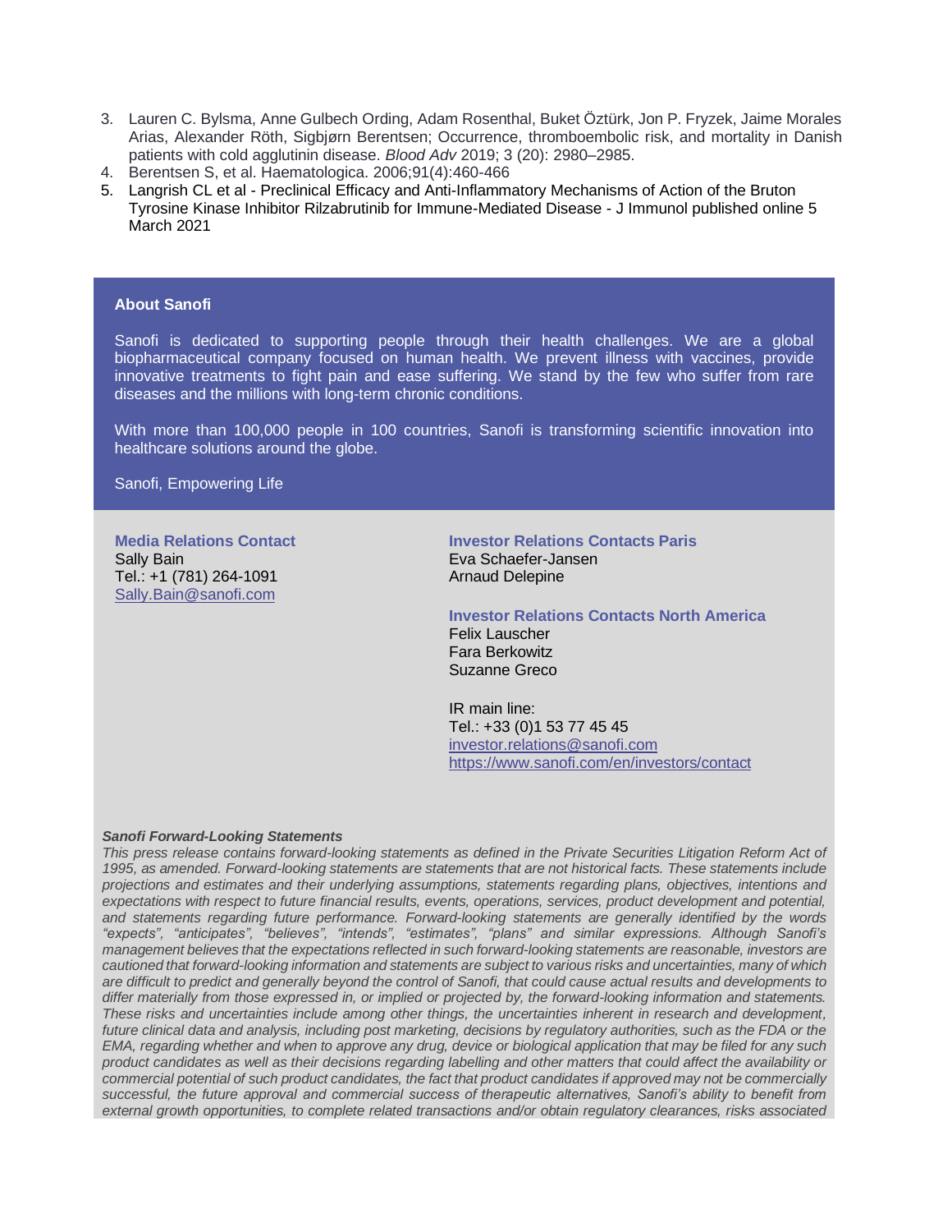3. Lauren C. Bylsma, Anne Gulbech Ording, Adam Rosenthal, Buket Öztürk, Jon P. Fryzek, Jaime Morales Arias, Alexander Röth, Sigbjørn Berentsen; Occurrence, thromboembolic risk, and mortality in Danish patients with cold agglutinin disease. *Blood Adv* 2019; 3 (20): 2980–2985.
4. Berentsen S, et al. Haematologica. 2006;91(4):460-466
5. Langrish CL et al - Preclinical Efficacy and Anti-Inflammatory Mechanisms of Action of the Bruton Tyrosine Kinase Inhibitor Rilzabrutinib for Immune-Mediated Disease - J Immunol published online 5 March 2021

**About Sanofi**

Sanofi is dedicated to supporting people through their health challenges. We are a global biopharmaceutical company focused on human health. We prevent illness with vaccines, provide innovative treatments to fight pain and ease suffering. We stand by the few who suffer from rare diseases and the millions with long-term chronic conditions.

With more than 100,000 people in 100 countries, Sanofi is transforming scientific innovation into healthcare solutions around the globe.

Sanofi, Empowering Life

**Media Relations Contact**
Sally Bain
Tel.: +1 (781) 264-1091
Sally.Bain@sanofi.com

**Investor Relations Contacts Paris**
Eva Schaefer-Jansen
Arnaud Delepine

**Investor Relations Contacts North America**
Felix Lauscher
Fara Berkowitz
Suzanne Greco

IR main line:
Tel.: +33 (0)1 53 77 45 45
investor.relations@sanofi.com
https://www.sanofi.com/en/investors/contact

***Sanofi Forward-Looking Statements***

*This press release contains forward-looking statements as defined in the Private Securities Litigation Reform Act of 1995, as amended. Forward-looking statements are statements that are not historical facts. These statements include projections and estimates and their underlying assumptions, statements regarding plans, objectives, intentions and expectations with respect to future financial results, events, operations, services, product development and potential, and statements regarding future performance. Forward-looking statements are generally identified by the words "expects", "anticipates", "believes", "intends", "estimates", "plans" and similar expressions. Although Sanofi's management believes that the expectations reflected in such forward-looking statements are reasonable, investors are cautioned that forward-looking information and statements are subject to various risks and uncertainties, many of which are difficult to predict and generally beyond the control of Sanofi, that could cause actual results and developments to differ materially from those expressed in, or implied or projected by, the forward-looking information and statements. These risks and uncertainties include among other things, the uncertainties inherent in research and development, future clinical data and analysis, including post marketing, decisions by regulatory authorities, such as the FDA or the EMA, regarding whether and when to approve any drug, device or biological application that may be filed for any such product candidates as well as their decisions regarding labelling and other matters that could affect the availability or commercial potential of such product candidates, the fact that product candidates if approved may not be commercially successful, the future approval and commercial success of therapeutic alternatives, Sanofi's ability to benefit from external growth opportunities, to complete related transactions and/or obtain regulatory clearances, risks associated*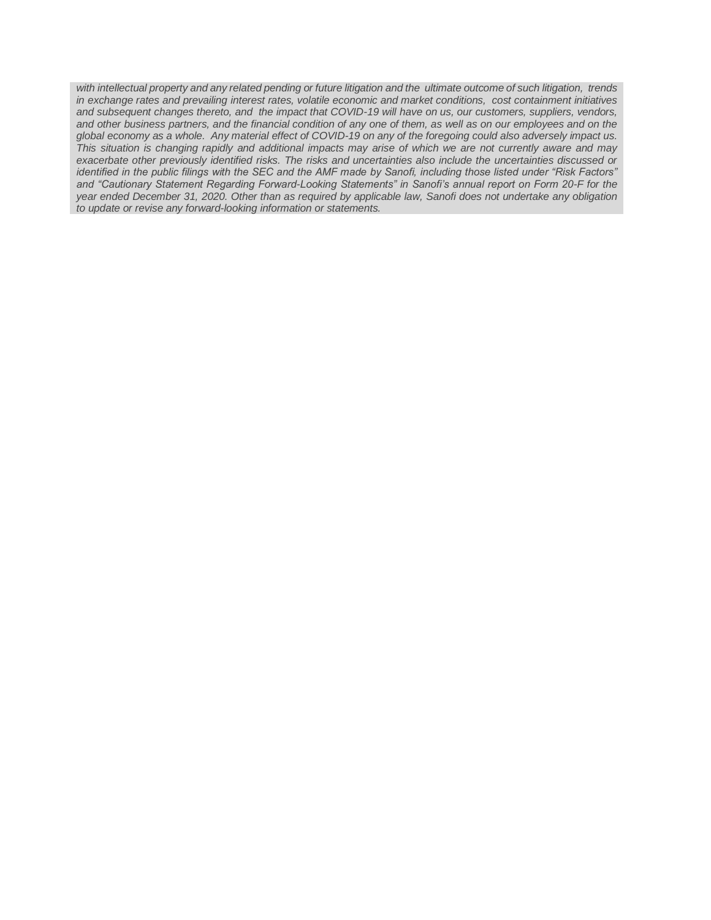*with intellectual property and any related pending or future litigation and the ultimate outcome of such litigation, trends in exchange rates and prevailing interest rates, volatile economic and market conditions, cost containment initiatives and subsequent changes thereto, and the impact that COVID-19 will have on us, our customers, suppliers, vendors, and other business partners, and the financial condition of any one of them, as well as on our employees and on the global economy as a whole. Any material effect of COVID-19 on any of the foregoing could also adversely impact us. This situation is changing rapidly and additional impacts may arise of which we are not currently aware and may exacerbate other previously identified risks. The risks and uncertainties also include the uncertainties discussed or identified in the public filings with the SEC and the AMF made by Sanofi, including those listed under "Risk Factors" and "Cautionary Statement Regarding Forward-Looking Statements" in Sanofi's annual report on Form 20-F for the year ended December 31, 2020. Other than as required by applicable law, Sanofi does not undertake any obligation to update or revise any forward-looking information or statements.*